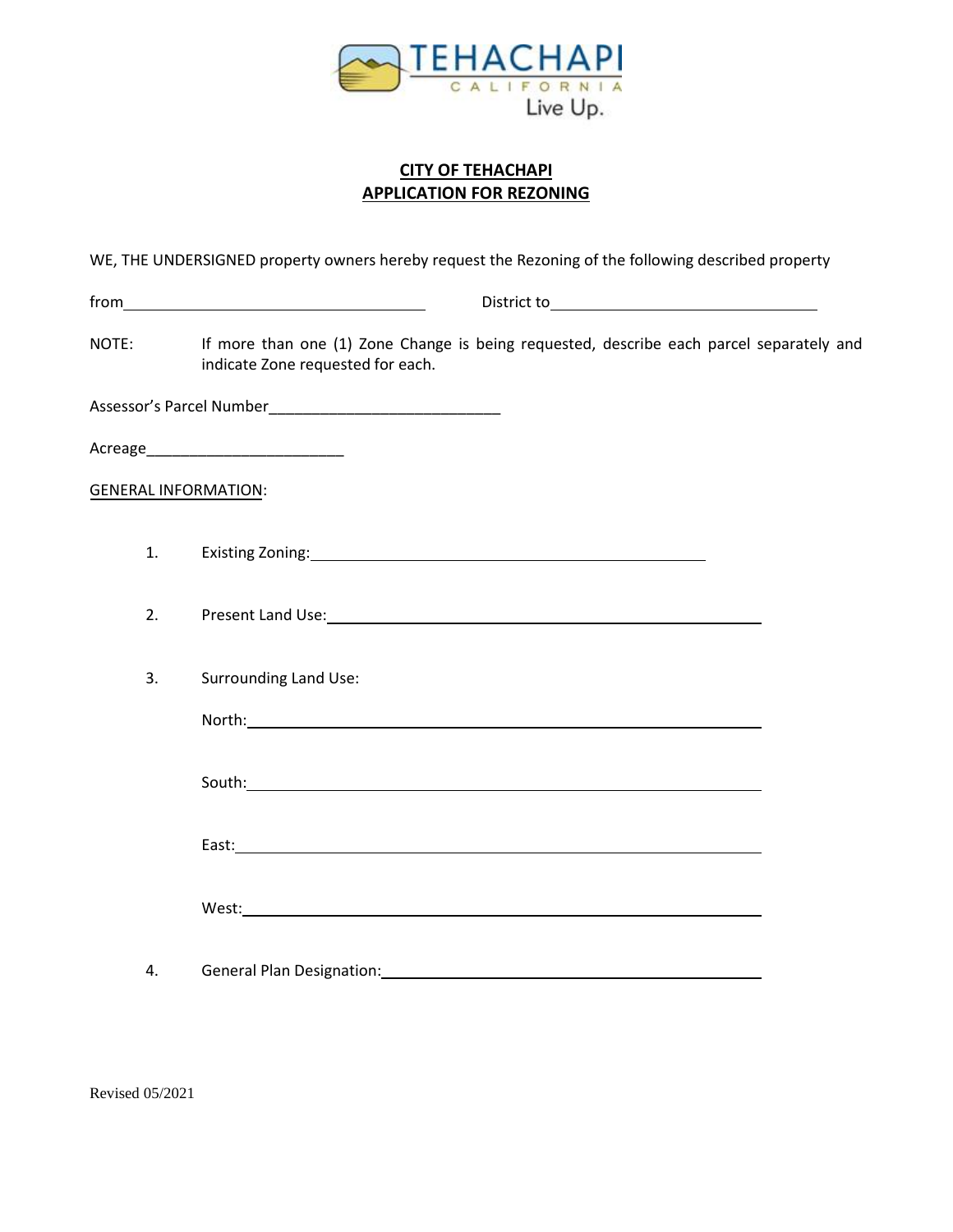TEHACHAPI
CALIFORNIA
Live Up.

## CITY OF TEHACHAPI
## APPLICATION FOR REZONING

WE, THE UNDERSIGNED property owners hereby request the Rezoning of the following described property

from\_\_\_\_\_\_\_\_\_\_\_\_\_\_\_\_\_\_\_\_\_\_\_\_\_\_\_\_\_\_\_\_ District to\_\_\_\_\_\_\_\_\_\_\_\_\_\_\_\_\_\_\_\_\_\_\_\_\_\_\_\_\_\_

NOTE: If more than one (1) Zone Change is being requested, describe each parcel separately and indicate Zone requested for each.

Assessor's Parcel Number\_\_\_\_\_\_\_\_\_\_\_\_\_\_\_\_\_\_\_\_\_\_\_\_\_\_\_

Acreage\_\_\_\_\_\_\_\_\_\_\_\_\_\_\_\_\_\_\_\_\_\_\_

GENERAL INFORMATION:

1. Existing Zoning:\_\_\_\_\_\_\_\_\_\_\_\_\_\_\_\_\_\_\_\_\_\_\_\_\_\_\_\_\_\_\_\_\_\_\_\_\_\_\_\_\_\_

2. Present Land Use:\_\_\_\_\_\_\_\_\_\_\_\_\_\_\_\_\_\_\_\_\_\_\_\_\_\_\_\_\_\_\_\_\_\_\_\_\_\_\_\_\_\_

3. Surrounding Land Use:

   North:\_\_\_\_\_\_\_\_\_\_\_\_\_\_\_\_\_\_\_\_\_\_\_\_\_\_\_\_\_\_\_\_\_\_\_\_\_\_\_\_\_\_\_\_\_\_\_\_\_\_

   South:\_\_\_\_\_\_\_\_\_\_\_\_\_\_\_\_\_\_\_\_\_\_\_\_\_\_\_\_\_\_\_\_\_\_\_\_\_\_\_\_\_\_\_\_\_\_\_\_\_\_

   East:\_\_\_\_\_\_\_\_\_\_\_\_\_\_\_\_\_\_\_\_\_\_\_\_\_\_\_\_\_\_\_\_\_\_\_\_\_\_\_\_\_\_\_\_\_\_\_\_\_\_\_

   West:\_\_\_\_\_\_\_\_\_\_\_\_\_\_\_\_\_\_\_\_\_\_\_\_\_\_\_\_\_\_\_\_\_\_\_\_\_\_\_\_\_\_\_\_\_\_\_\_\_\_\_

4. General Plan Designation:\_\_\_\_\_\_\_\_\_\_\_\_\_\_\_\_\_\_\_\_\_\_\_\_\_\_\_\_\_\_\_\_\_\_\_\_\_\_

Revised 05/2021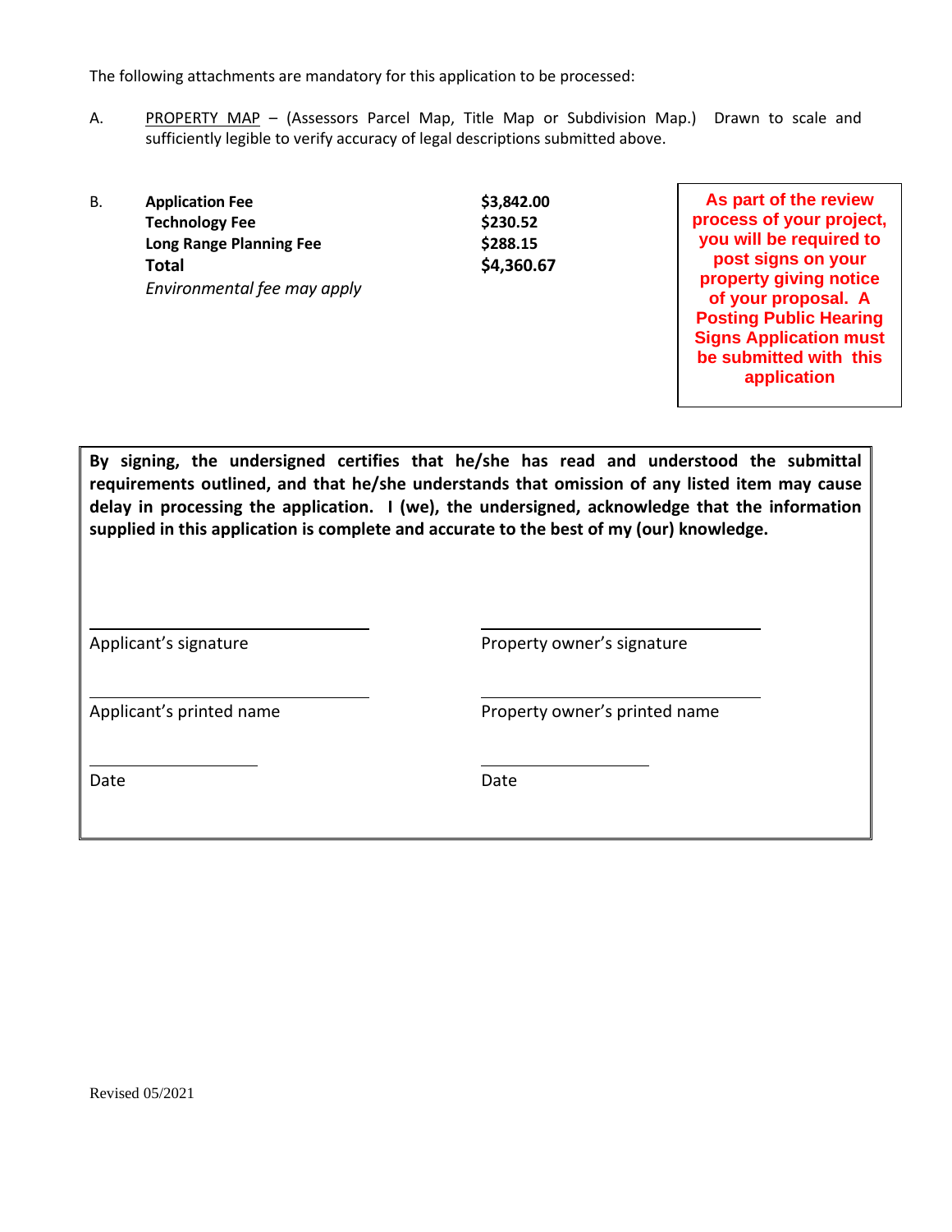The following attachments are mandatory for this application to be processed:

A. PROPERTY MAP – (Assessors Parcel Map, Title Map or Subdivision Map.) Drawn to scale and sufficiently legible to verify accuracy of legal descriptions submitted above.

B.

| | |
|---|---|
| **Application Fee** | **$3,842.00** |
| **Technology Fee** | **$230.52** |
| **Long Range Planning Fee** | **$288.15** |
| **Total** | **$4,360.67** |

*Environmental fee may apply*

**As part of the review process of your project, you will be required to post signs on your property giving notice of your proposal. A Posting Public Hearing Signs Application must be submitted with this application**

**By signing, the undersigned certifies that he/she has read and understood the submittal requirements outlined, and that he/she understands that omission of any listed item may cause delay in processing the application. I (we), the undersigned, acknowledge that the information supplied in this application is complete and accurate to the best of my (our) knowledge.**

Applicant's signature ____________________ Property owner's signature ____________________

Applicant's printed name ____________________ Property owner's printed name ____________________

Date ____________________ Date ____________________

Revised 05/2021